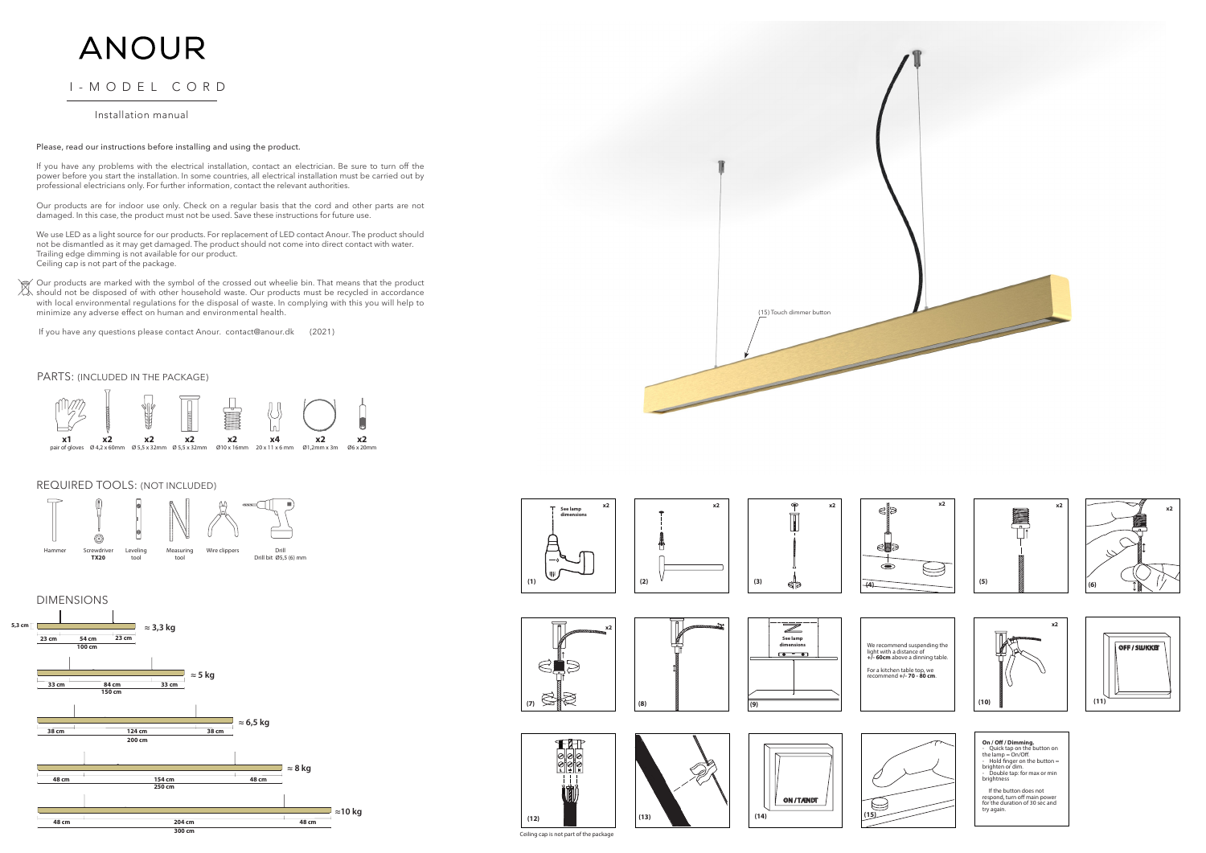# ANOUR

## I-MODEL CORD

Installation manual

Please, read our instructions before installing and using the product.

If you have any problems with the electrical installation, contact an electrician. Be sure to turn off the power before you start the installation. In some countries, all electrical installation must be carried out by professional electricians only. For further information, contact the relevant authorities.

Our products are for indoor use only. Check on a regular basis that the cord and other parts are not damaged. In this case, the product must not be used. Save these instructions for future use.

We use LED as a light source for our products. For replacement of LED contact Anour. The product should not be dismantled as it may get damaged. The product should not come into direct contact with water.
Trailing edge dimming is not available for our product.
Ceiling cap is not part of the package.

Our products are marked with the symbol of the crossed out wheelie bin. That means that the product should not be disposed of with other household waste. Our products must be recycled in accordance with local environmental regulations for the disposal of waste. In complying with this you will help to minimize any adverse effect on human and environmental health.

If you have any questions please contact Anour. contact@anour.dk (2021)

## PARTS: (INCLUDED IN THE PACKAGE)

| x1 | x2 | x2 | x2 | x2 | x4 | x2 | x2 |
|---|---|---|---|---|---|---|---|
| pair of gloves | Ø 4,2 x 60mm | Ø 5,5 x 32mm | Ø 5,5 x 32mm | Ø10 x 16mm | 20 x 11 x 6 mm | Ø1,2mm x 3m | Ø6 x 20mm |

## REQUIRED TOOLS: (NOT INCLUDED)

Hammer, Screwdriver **TX20**, Leveling tool, Measuring tool, Wire clippers, Drill (Drill bit Ø5,5 (6) mm)

## DIMENSIONS

- 5,3 cm — 23 cm / 54 cm / 23 cm — 100 cm — ≈ **3,3 kg**
- 33 cm / 84 cm / 33 cm — 150 cm — ≈ **5 kg**
- 38 cm / 124 cm / 38 cm — 200 cm — ≈ **6,5 kg**
- 48 cm / 154 cm / 48 cm — 250 cm — ≈ **8 kg**
- 48 cm / 204 cm / 48 cm — 300 cm — ≈ **10 kg**

(15) Touch dimmer button

(1) x2 See lamp dimensions
(2) x2
(3) x2
(4) x2
(5) x2
(6) x2
(7) x2
(8)
(9) See lamp dimensions

We recommend suspending the light with a distance of **+/- 60cm** above a dinning table.

For a kitchen table top, we recommend **+/- 70 - 80 cm**.

(10) x2
(11) OFF / SLUKKET
(12)
(13)
(14) ON / TÆNDT
(15)

**On / Off / Dimming.**
- Quick tap on the button on the lamp = On/Off.
- Hold finger on the button = brighten or dim.
- Double tap: for max or min brightness

If the button does not respond, turn off main power for the duration of 30 sec and try again.

Ceiling cap is not part of the package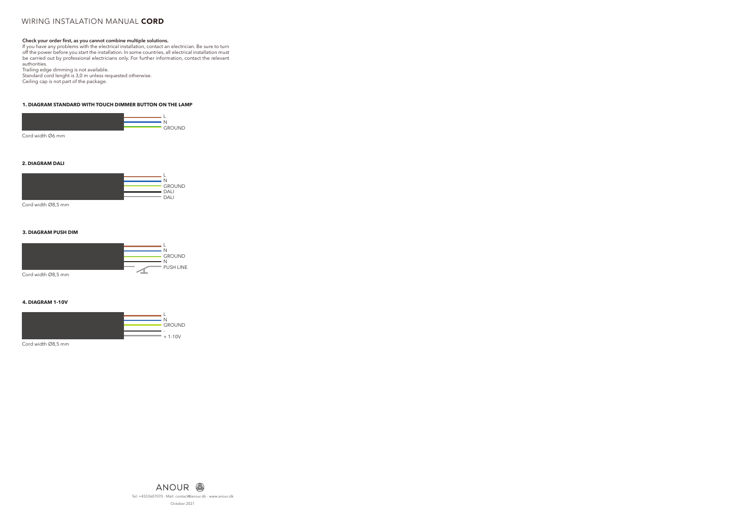# WIRING INSTALATION MANUAL **CORD**

**Check your order first, as you cannot combine multiple solutions.**

If you have any problems with the electrical installation, contact an electrician. Be sure to turn off the power before you start the installation. In some countries, all electrical installation must be carried out by professional electricians only. For further information, contact the relevant authorities.

Trailing edge dimming is not available.

Standard cord lenght is 3,0 m unless requested otherwise.

Ceiling cap is not part of the package.

### 1. DIAGRAM STANDARD WITH TOUCH DIMMER BUTTON ON THE LAMP

L
N
GROUND

Cord width Ø6 mm

### 2. DIAGRAM DALI

L
N
GROUND
DALI
DALI

Cord width Ø8,5 mm

### 3. DIAGRAM PUSH DIM

L
N
GROUND
N
PUSH LINE

Cord width Ø8,5 mm

### 4. DIAGRAM 1-10V

L
N
GROUND
-
+ 1-10V

Cord width Ø8,5 mm

ANOUR

Tel: +4533607070 - Mail: contact@anour.dk - www.anour.dk

October 2021